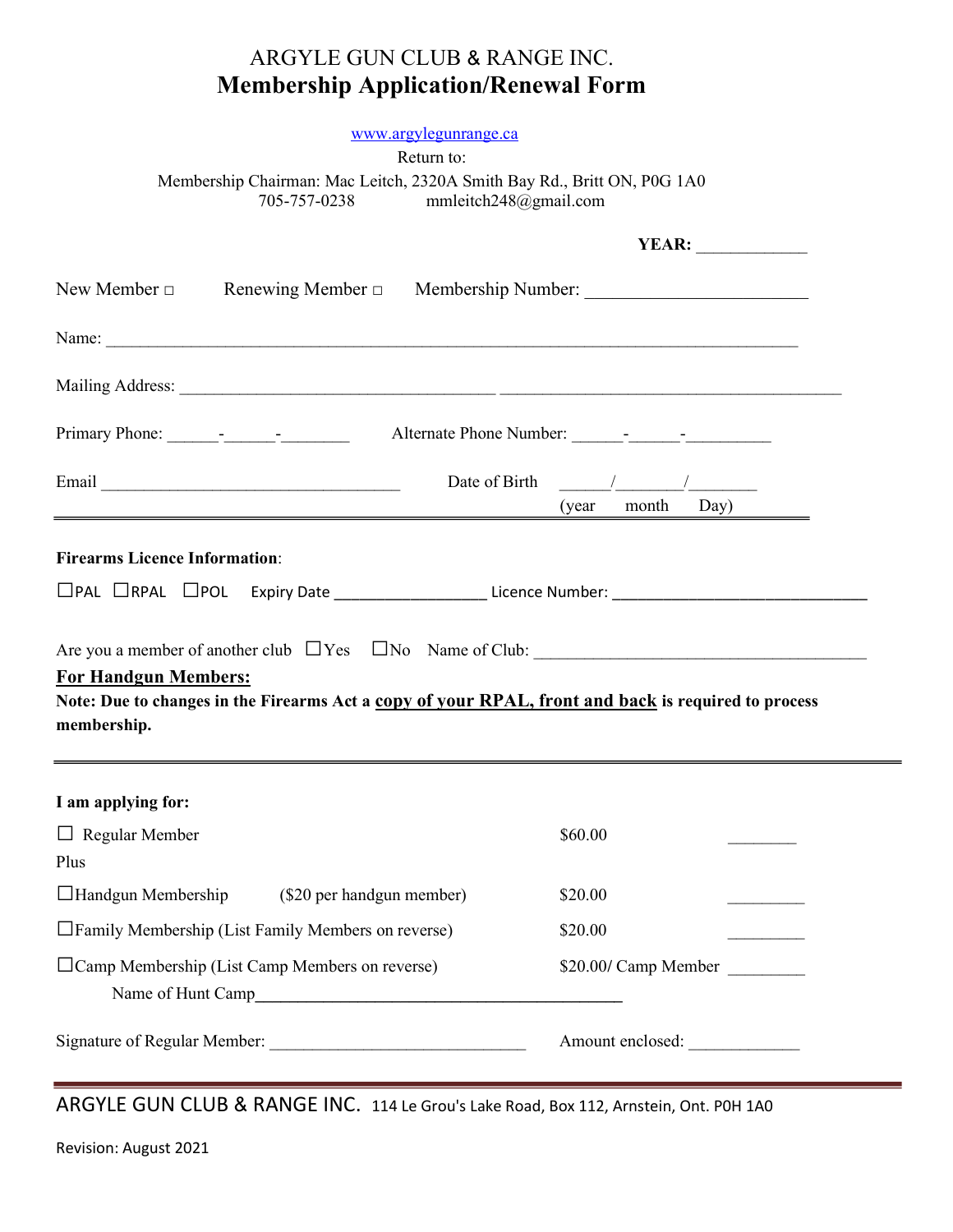# ARGYLE GUN CLUB & RANGE INC.
## Membership Application/Renewal Form

www.argylegunrange.ca

Return to:

Membership Chairman: Mac Leitch, 2320A Smith Bay Rd., Britt ON, P0G 1A0

705-757-0238 mmleitch248@gmail.com

**YEAR:** ____________

New Member □ Renewing Member □ Membership Number: ________________________

Name: ___________________________________________________________________________

Mailing Address: ___________________________________ ______________________________________

Primary Phone: ______-______-________ Alternate Phone Number: ______-______-__________

Email __________________________________ Date of Birth ______/_______/________ (year month Day)

---

**Firearms Licence Information**:

☐PAL ☐RPAL ☐POL Expiry Date _________________ Licence Number: _____________________________

Are you a member of another club ☐Yes ☐No Name of Club: _____________________________________

**For Handgun Members:**

**Note: Due to changes in the Firearms Act a copy of your RPAL, front and back is required to process membership.**

---

**I am applying for:**

| | | | |
|---|---|---|---|
| ☐ Regular Member | | $60.00 | ________ |
| Plus | | | |
| ☐Handgun Membership | ($20 per handgun member) | $20.00 | _________ |
| ☐Family Membership (List Family Members on reverse) | | $20.00 | _________ |
| ☐Camp Membership (List Camp Members on reverse) | | $20.00/ Camp Member | _________ |

Name of Hunt Camp__________________________________________

Signature of Regular Member: _____________________________ Amount enclosed: _____________

---

ARGYLE GUN CLUB & RANGE INC. 114 Le Grou's Lake Road, Box 112, Arnstein, Ont. P0H 1A0

Revision: August 2021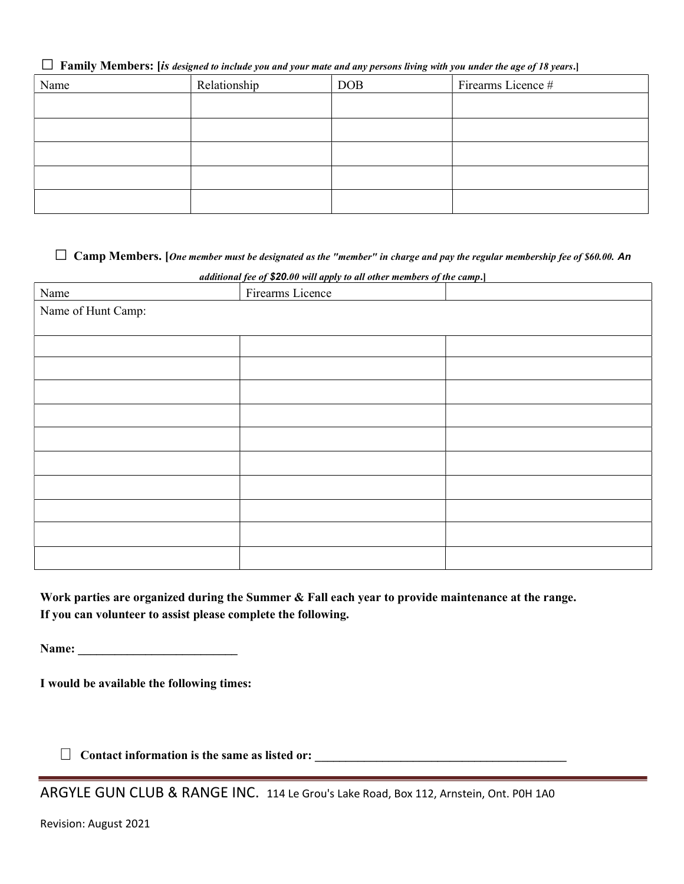☐ **Family Members:** [***is designed to include you and your mate and any persons living with you under the age of 18 years.***]

| Name | Relationship | DOB | Firearms Licence # |
|---|---|---|---|
| | | | |
| | | | |
| | | | |
| | | | |
| | | | |

☐ **Camp Members.** [***One member must be designated as the "member" in charge and pay the regular membership fee of $60.00. An additional fee of $20.00 will apply to all other members of the camp.***]

| Name | Firearms Licence | |
|---|---|---|
| Name of Hunt Camp: | | |
| | | |
| | | |
| | | |
| | | |
| | | |
| | | |
| | | |
| | | |
| | | |
| | | |

**Work parties are organized during the Summer & Fall each year to provide maintenance at the range. If you can volunteer to assist please complete the following.**

**Name: __________________________**

**I would be available the following times:**

☐ **Contact information is the same as listed or: _________________________________________**

ARGYLE GUN CLUB & RANGE INC. 114 Le Grou's Lake Road, Box 112, Arnstein, Ont. P0H 1A0

Revision: August 2021